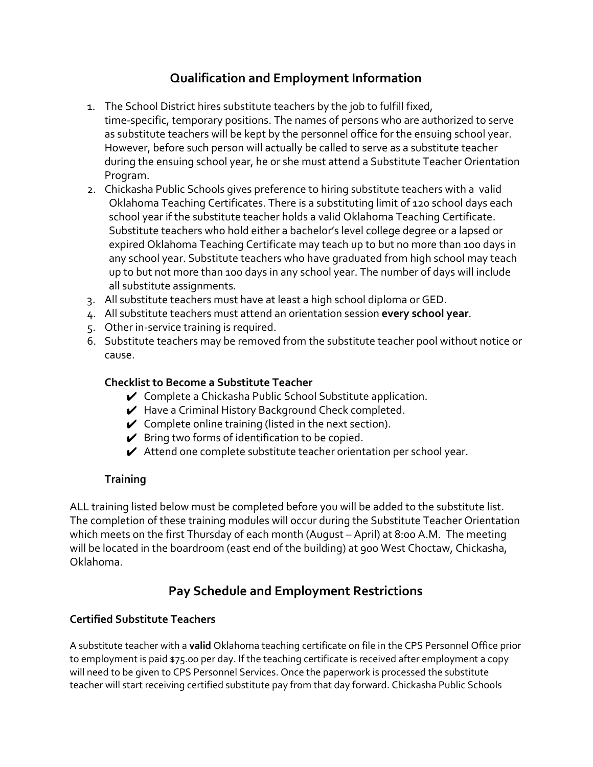## Qualification and Employment Information

1. The School District hires substitute teachers by the job to fulfill fixed, time-specific, temporary positions. The names of persons who are authorized to serve as substitute teachers will be kept by the personnel office for the ensuing school year. However, before such person will actually be called to serve as a substitute teacher during the ensuing school year, he or she must attend a Substitute Teacher Orientation Program.
2. Chickasha Public Schools gives preference to hiring substitute teachers with a valid Oklahoma Teaching Certificates. There is a substituting limit of 120 school days each school year if the substitute teacher holds a valid Oklahoma Teaching Certificate. Substitute teachers who hold either a bachelor's level college degree or a lapsed or expired Oklahoma Teaching Certificate may teach up to but no more than 100 days in any school year. Substitute teachers who have graduated from high school may teach up to but not more than 100 days in any school year. The number of days will include all substitute assignments.
3. All substitute teachers must have at least a high school diploma or GED.
4. All substitute teachers must attend an orientation session **every school year**.
5. Other in-service training is required.
6. Substitute teachers may be removed from the substitute teacher pool without notice or cause.

**Checklist to Become a Substitute Teacher**

- ✔ Complete a Chickasha Public School Substitute application.
- ✔ Have a Criminal History Background Check completed.
- ✔ Complete online training (listed in the next section).
- ✔ Bring two forms of identification to be copied.
- ✔ Attend one complete substitute teacher orientation per school year.

**Training**

ALL training listed below must be completed before you will be added to the substitute list. The completion of these training modules will occur during the Substitute Teacher Orientation which meets on the first Thursday of each month (August – April) at 8:00 A.M. The meeting will be located in the boardroom (east end of the building) at 900 West Choctaw, Chickasha, Oklahoma.

## Pay Schedule and Employment Restrictions

### Certified Substitute Teachers

A substitute teacher with a **valid** Oklahoma teaching certificate on file in the CPS Personnel Office prior to employment is paid $75.00 per day. If the teaching certificate is received after employment a copy will need to be given to CPS Personnel Services. Once the paperwork is processed the substitute teacher will start receiving certified substitute pay from that day forward. Chickasha Public Schools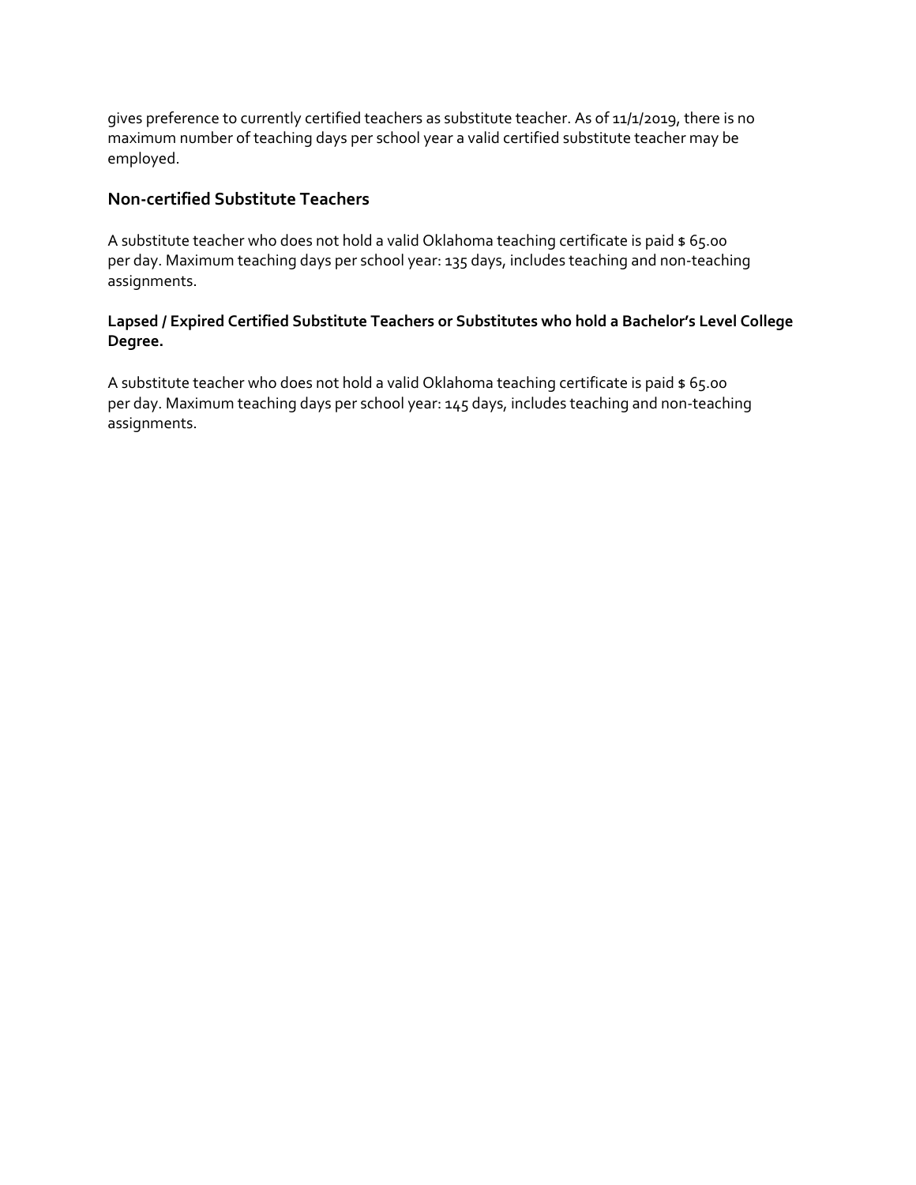gives preference to currently certified teachers as substitute teacher. As of 11/1/2019, there is no maximum number of teaching days per school year a valid certified substitute teacher may be employed.

### Non-certified Substitute Teachers

A substitute teacher who does not hold a valid Oklahoma teaching certificate is paid $ 65.00 per day. Maximum teaching days per school year: 135 days, includes teaching and non-teaching assignments.

#### Lapsed / Expired Certified Substitute Teachers or Substitutes who hold a Bachelor's Level College Degree.

A substitute teacher who does not hold a valid Oklahoma teaching certificate is paid $ 65.00 per day. Maximum teaching days per school year: 145 days, includes teaching and non-teaching assignments.